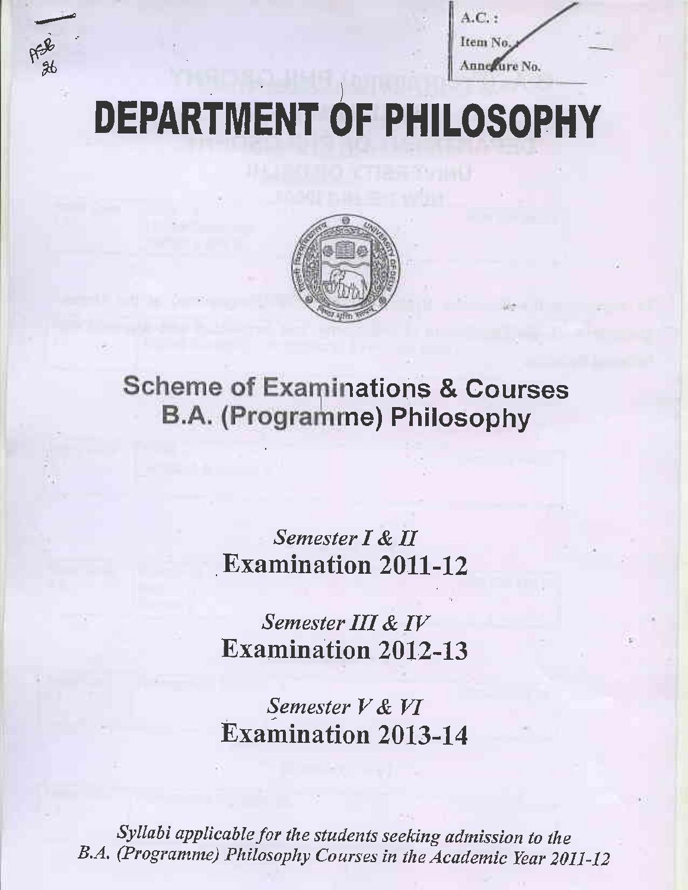A.C. :
Item No.
Annexure No.

# DEPARTMENT OF PHILOSOPHY

## Scheme of Examinations & Courses
## B.A. (Programme) Philosophy

*Semester I & II*
**Examination 2011-12**

*Semester III & IV*
**Examination 2012-13**

*Semester V & VI*
**Examination 2013-14**

*Syllabi applicable for the students seeking admission to the B.A. (Programme) Philosophy Courses in the Academic Year 2011-12*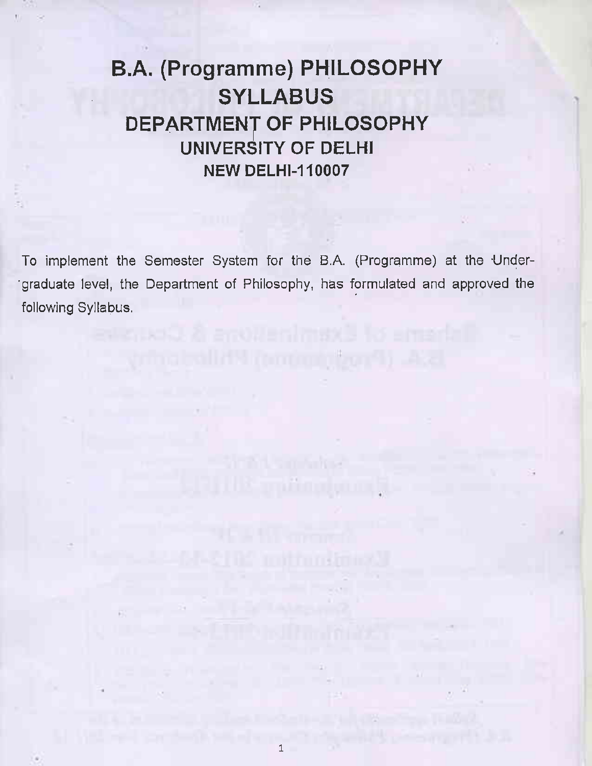# B.A. (Programme) PHILOSOPHY SYLLABUS

## DEPARTMENT OF PHILOSOPHY

### UNIVERSITY OF DELHI

### NEW DELHI-110007

To implement the Semester System for the B.A. (Programme) at the Under-graduate level, the Department of Philosophy, has formulated and approved the following Syllabus.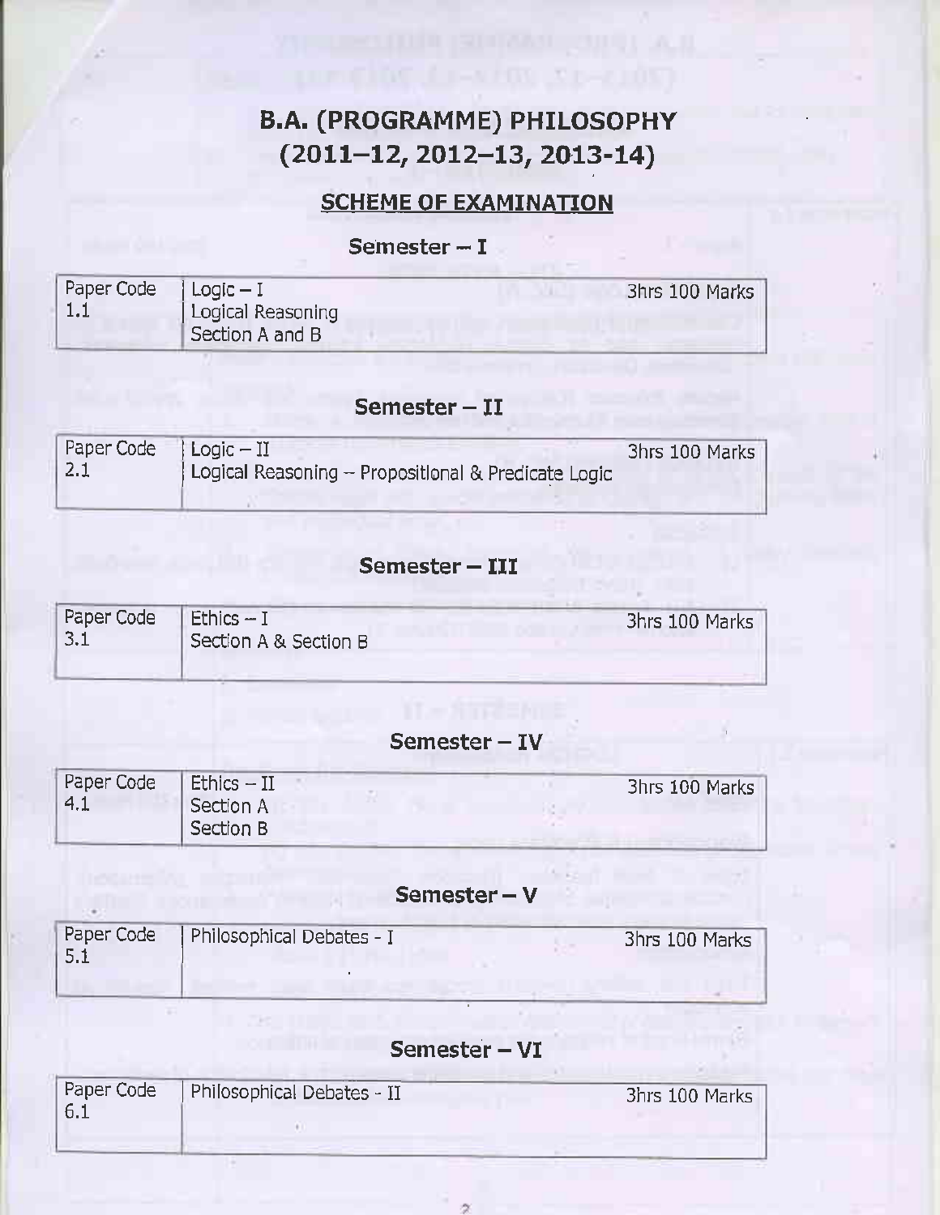# B.A. (PROGRAMME) PHILOSOPHY
# (2011–12, 2012–13, 2013-14)

## SCHEME OF EXAMINATION

### Semester – I

| Paper Code 1.1 | Logic – I<br>Logical Reasoning<br>Section A and B | 3hrs 100 Marks |
|---|---|---|

### Semester – II

| Paper Code 2.1 | Logic – II<br>Logical Reasoning – Propositional & Predicate Logic | 3hrs 100 Marks |
|---|---|---|

### Semester – III

| Paper Code 3.1 | Ethics – I<br>Section A & Section B | 3hrs 100 Marks |
|---|---|---|

### Semester – IV

| Paper Code 4.1 | Ethics – II<br>Section A<br>Section B | 3hrs 100 Marks |
|---|---|---|

### Semester – V

| Paper Code 5.1 | Philosophical Debates - I | 3hrs 100 Marks |
|---|---|---|

### Semester – VI

| Paper Code 6.1 | Philosophical Debates - II | 3hrs 100 Marks |
|---|---|---|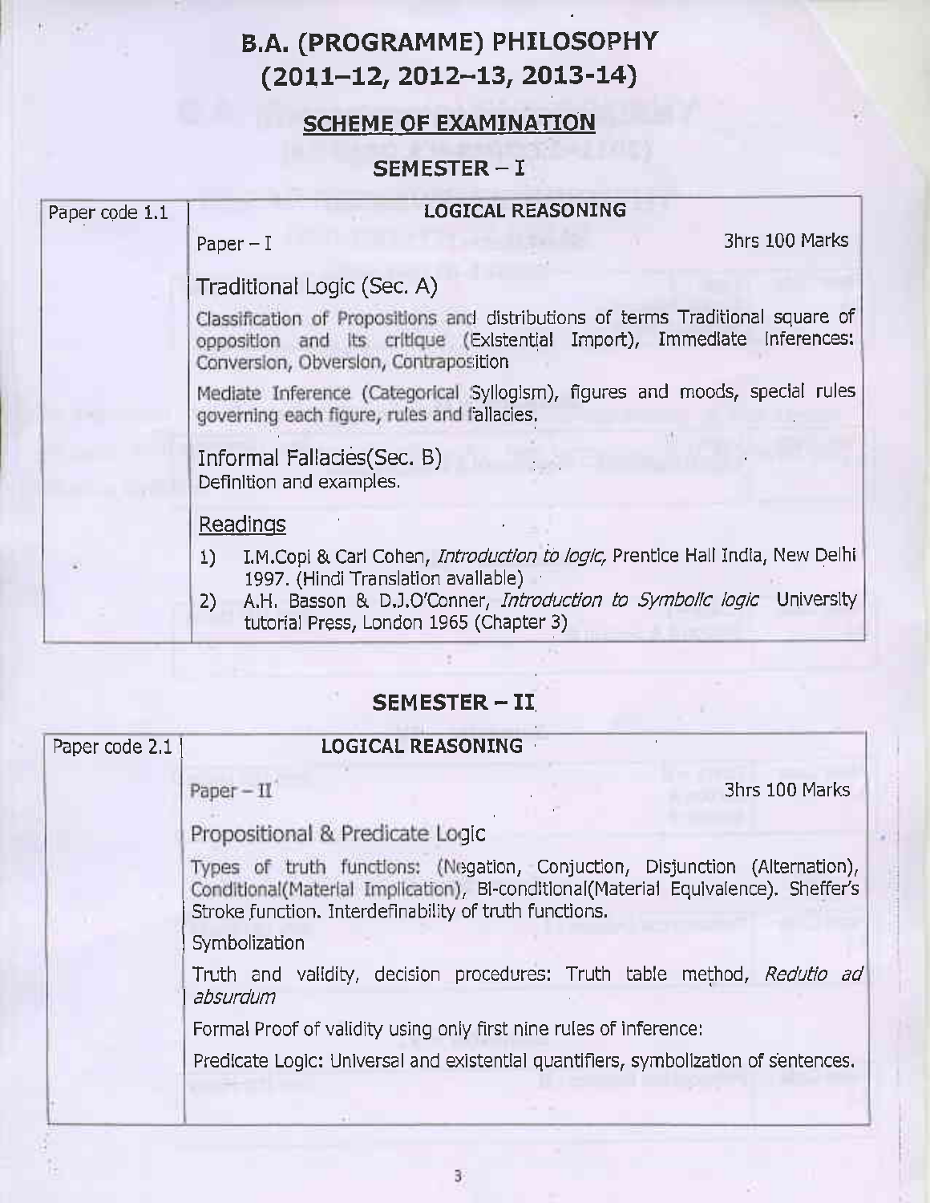# B.A. (PROGRAMME) PHILOSOPHY
# (2011–12, 2012–13, 2013-14)

## SCHEME OF EXAMINATION

### SEMESTER – I

| Paper code 1.1 | **LOGICAL REASONING** |
|---|---|
| | Paper – I 3hrs 100 Marks |
| | **Traditional Logic (Sec. A)** |
| | Classification of Propositions and distributions of terms Traditional square of opposition and its critique (Existential Import), Immediate Inferences: Conversion, Obversion, Contraposition |
| | Mediate Inference (Categorical Syllogism), figures and moods, special rules governing each figure, rules and fallacies. |
| | **Informal Fallacies(Sec. B)** |
| | Definition and examples. |
| | **Readings** |
| | 1) I.M.Copi & Carl Cohen, *Introduction to logic*, Prentice Hall India, New Delhi 1997. (Hindi Translation available) |
| | 2) A.H. Basson & D.J.O'Conner, *Introduction to Symbolic logic* University tutorial Press, London 1965 (Chapter 3) |

### SEMESTER – II

| Paper code 2.1 | **LOGICAL REASONING** |
|---|---|
| | Paper – II 3hrs 100 Marks |
| | **Propositional & Predicate Logic** |
| | Types of truth functions: (Negation, Conjuction, Disjunction (Alternation), Conditional(Material Implication), Bi-conditional(Material Equivalence). Sheffer's Stroke function. Interdefinability of truth functions. |
| | Symbolization |
| | Truth and validity, decision procedures: Truth table method, *Redutio ad absurdum* |
| | Formal Proof of validity using only first nine rules of inference: |
| | Predicate Logic: Universal and existential quantifiers, symbolization of sentences. |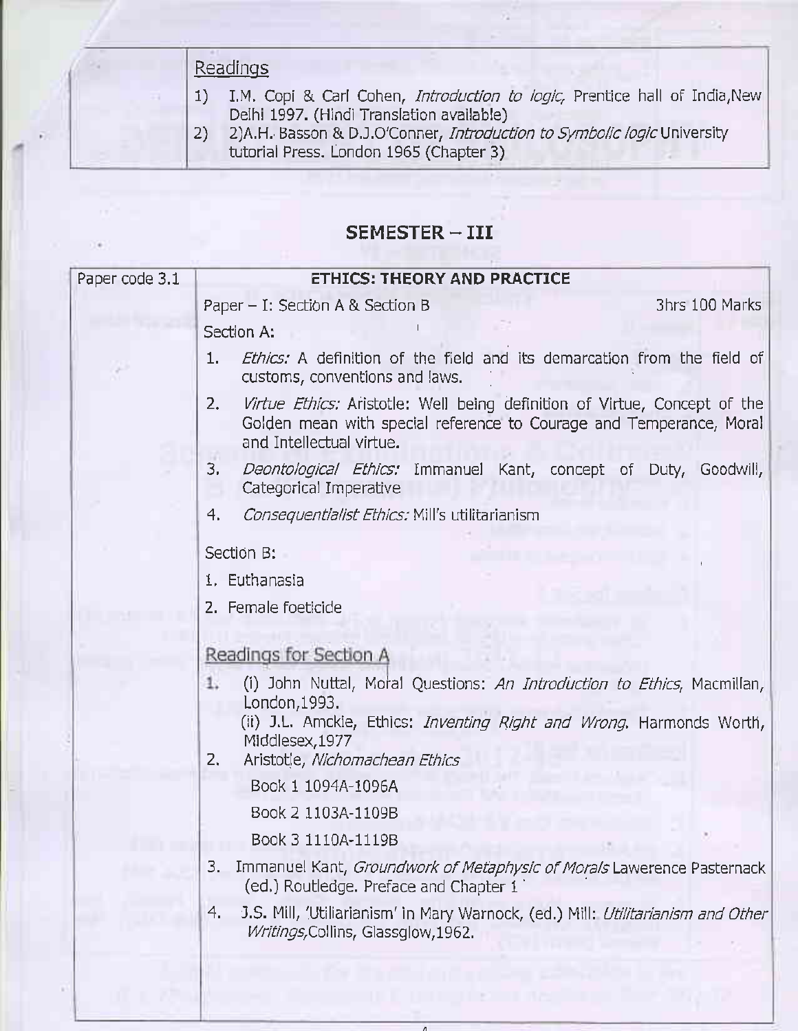| | Readings<br>1) I.M. Copi & Carl Cohen, *Introduction to logic,* Prentice hall of India,New Delhi 1997. (Hindi Translation available)<br>2) 2)A.H. Basson & D.J.O'Conner, *Introduction to Symbolic logic* University tutorial Press. London 1965 (Chapter 3) |
|---|---|

## SEMESTER – III

| Paper code 3.1 | **ETHICS: THEORY AND PRACTICE** |
|---|---|
| | Paper – I: Section A & Section B — 3hrs 100 Marks |
| | Section A:<br>1. *Ethics:* A definition of the field and its demarcation from the field of customs, conventions and laws.<br>2. *Virtue Ethics:* Aristotle: Well being definition of Virtue, Concept of the Golden mean with special reference to Courage and Temperance, Moral and Intellectual virtue.<br>3. *Deontological Ethics:* Immanuel Kant, concept of Duty, Goodwill, Categorical Imperative<br>4. *Consequentialist Ethics:* Mill's utilitarianism |
| | Section B:<br>1. Euthanasia<br>2. Female foeticide |
| | Readings for Section A<br>1. (i) John Nuttal, Moral Questions: *An Introduction to Ethics,* Macmillan, London,1993.<br>(ii) J.L. Amckie, Ethics: *Inventing Right and Wrong.* Harmonds Worth, Middlesex,1977<br>2. Aristotle, *Nichomachean Ethics*<br>Book 1 1094A-1096A<br>Book 2 1103A-1109B<br>Book 3 1110A-1119B<br>3. Immanuel Kant, *Groundwork of Metaphysic of Morals* Lawerence Pasternack (ed.) Routledge. Preface and Chapter 1<br>4. J.S. Mill, 'Utiliarianism' in Mary Warnock, (ed.) Mill: *Utilitarianism and Other Writings,*Collins, Glassglow,1962. |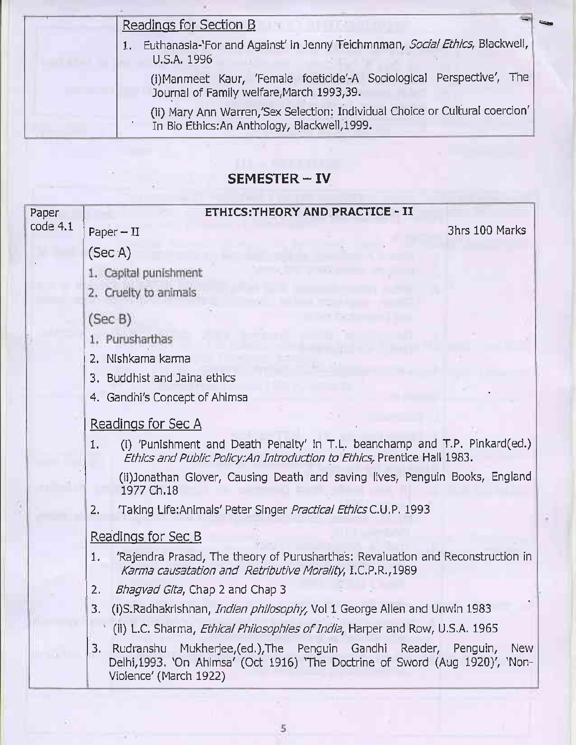| | Readings for Section B |
|---|---|
| | 1. Euthanasia-'For and Against' in Jenny Teichmnman, *Social Ethics*, Blackwell, U.S.A. 1996<br>(i)Manmeet Kaur, 'Female foeticide'-A Sociological Perspective', The Journal of Family welfare,March 1993,39.<br>(ii) Mary Ann Warren,'Sex Selection: Individual Choice or Cultural coercion' In Bio Ethics:An Anthology, Blackwell,1999. |

## SEMESTER – IV

| | |
|---|---|
| Paper code 4.1 | **ETHICS:THEORY AND PRACTICE - II**<br>Paper – II — 3hrs 100 Marks<br>(Sec A)<br>1. Capital punishment<br>2. Cruelty to animals<br>(Sec B)<br>1. Purusharthas<br>2. Nishkama karma<br>3. Buddhist and Jaina ethics<br>4. Gandhi's Concept of Ahimsa<br>Readings for Sec A<br>1. (i) 'Punishment and Death Penalty' in T.L. beanchamp and T.P. Pinkard(ed.) *Ethics and Public Policy:An Introduction to Ethics,* Prentice Hall 1983.<br>(ii)Jonathan Glover, Causing Death and saving lives, Penguin Books, England 1977 Ch.18<br>2. 'Taking Life:Animals' Peter Singer *Practical Ethics* C.U.P. 1993<br>Readings for Sec B<br>1. 'Rajendra Prasad, The theory of Purusharthas: Revaluation and Reconstruction in *Karma causatation and Retributive Morality,* I.C.P.R.,1989<br>2. *Bhagvad Gita*, Chap 2 and Chap 3<br>3. (i)S.Radhakrishnan, *Indian philosophy,* Vol 1 George Allen and Unwin 1983<br>(ii) L.C. Sharma, *Ethical Philosophies of India*, Harper and Row, U.S.A. 1965<br>3. Rudranshu Mukherjee,(ed.),The Penguin Gandhi Reader, Penguin, New Delhi,1993. 'On Ahimsa' (Oct 1916) 'The Doctrine of Sword (Aug 1920)', 'Non-Violence' (March 1922) |